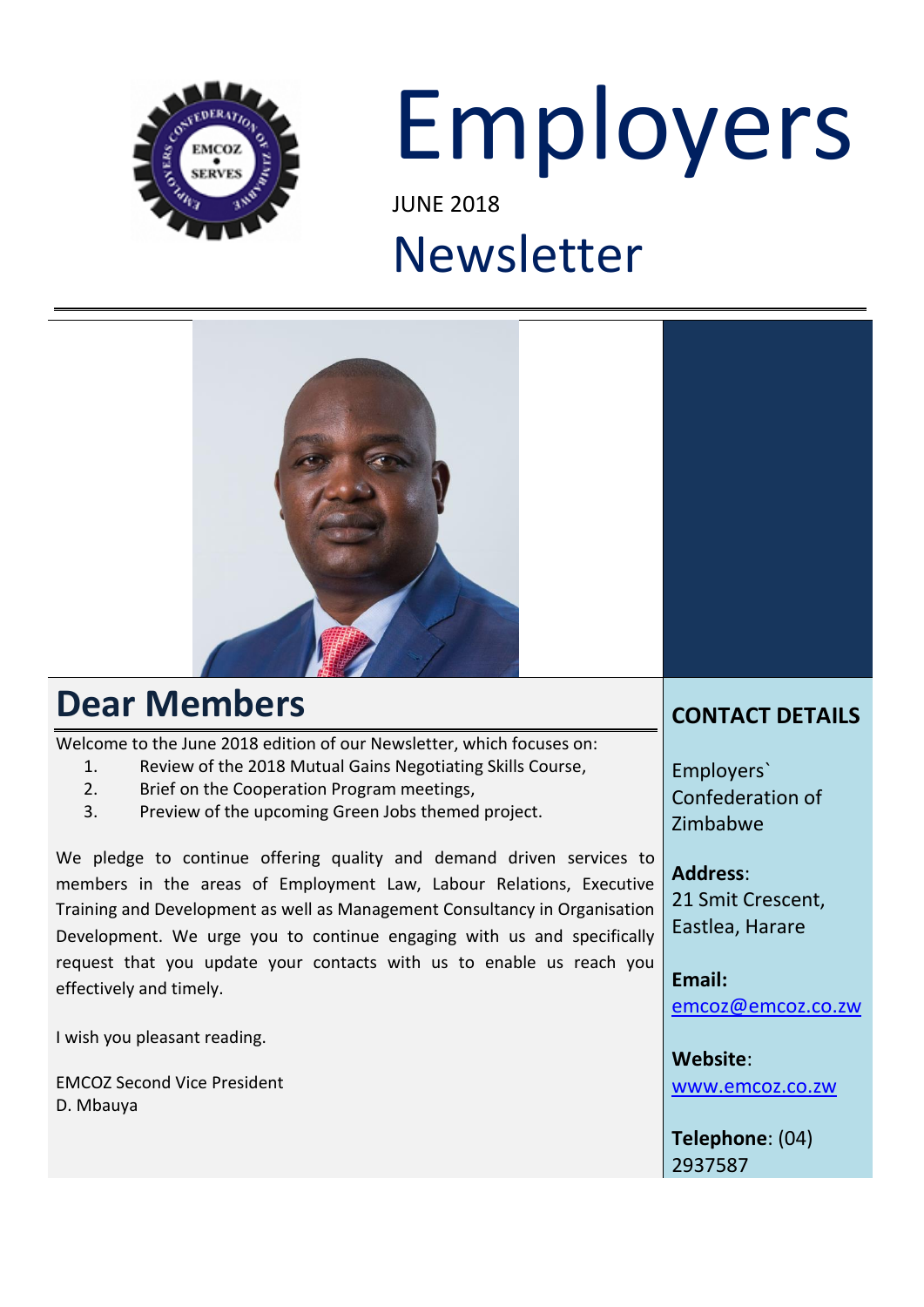# Employers

JUNE 2018

# Newsletter

## Dear Members

Welcome to the June 2018 edition of our Newsletter, which focuses on:

1. Review of the 2018 Mutual Gains Negotiating Skills Course,
2. Brief on the Cooperation Program meetings,
3. Preview of the upcoming Green Jobs themed project.

We pledge to continue offering quality and demand driven services to members in the areas of Employment Law, Labour Relations, Executive Training and Development as well as Management Consultancy in Organisation Development. We urge you to continue engaging with us and specifically request that you update your contacts with us to enable us reach you effectively and timely.

I wish you pleasant reading.

EMCOZ Second Vice President
D. Mbauya

## CONTACT DETAILS

Employers` Confederation of Zimbabwe

**Address**:
21 Smit Crescent, Eastlea, Harare

**Email:**
emcoz@emcoz.co.zw

**Website**:
www.emcoz.co.zw

**Telephone**: (04) 2937587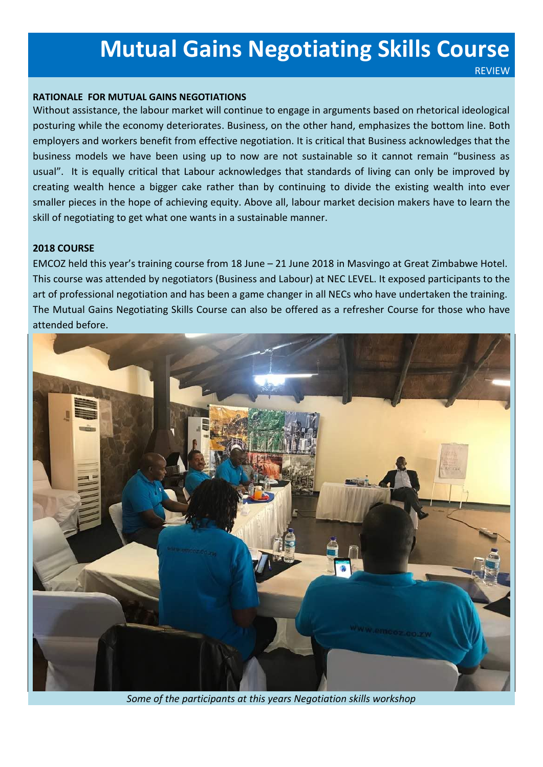# Mutual Gains Negotiating Skills Course

REVIEW

**RATIONALE FOR MUTUAL GAINS NEGOTIATIONS**

Without assistance, the labour market will continue to engage in arguments based on rhetorical ideological posturing while the economy deteriorates. Business, on the other hand, emphasizes the bottom line. Both employers and workers benefit from effective negotiation. It is critical that Business acknowledges that the business models we have been using up to now are not sustainable so it cannot remain "business as usual". It is equally critical that Labour acknowledges that standards of living can only be improved by creating wealth hence a bigger cake rather than by continuing to divide the existing wealth into ever smaller pieces in the hope of achieving equity. Above all, labour market decision makers have to learn the skill of negotiating to get what one wants in a sustainable manner.

**2018 COURSE**

EMCOZ held this year's training course from 18 June – 21 June 2018 in Masvingo at Great Zimbabwe Hotel. This course was attended by negotiators (Business and Labour) at NEC LEVEL. It exposed participants to the art of professional negotiation and has been a game changer in all NECs who have undertaken the training. The Mutual Gains Negotiating Skills Course can also be offered as a refresher Course for those who have attended before.

*Some of the participants at this years Negotiation skills workshop*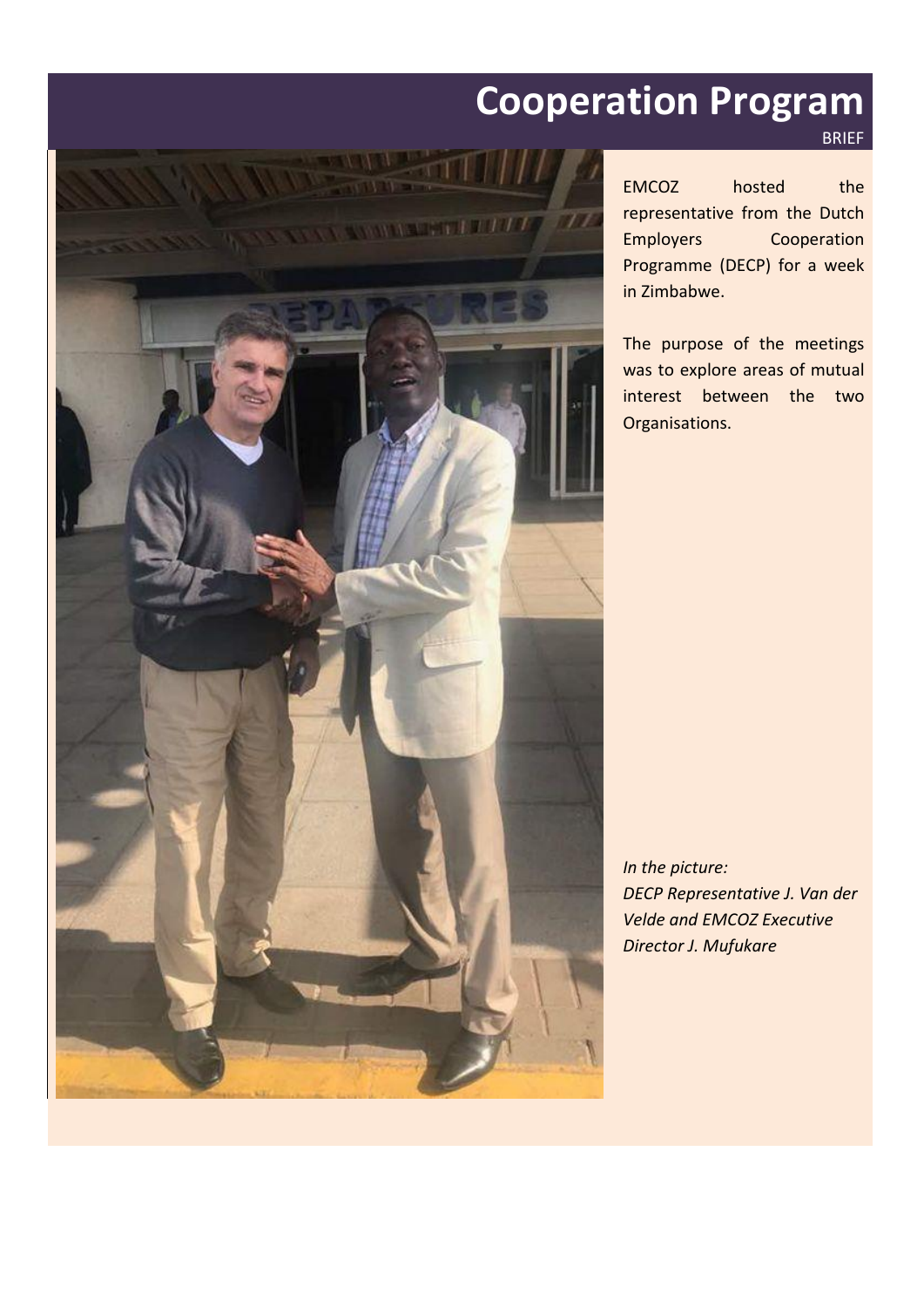# Cooperation Program

BRIEF

EMCOZ hosted the representative from the Dutch Employers Cooperation Programme (DECP) for a week in Zimbabwe.

The purpose of the meetings was to explore areas of mutual interest between the two Organisations.

*In the picture:*
*DECP Representative J. Van der Velde and EMCOZ Executive Director J. Mufukare*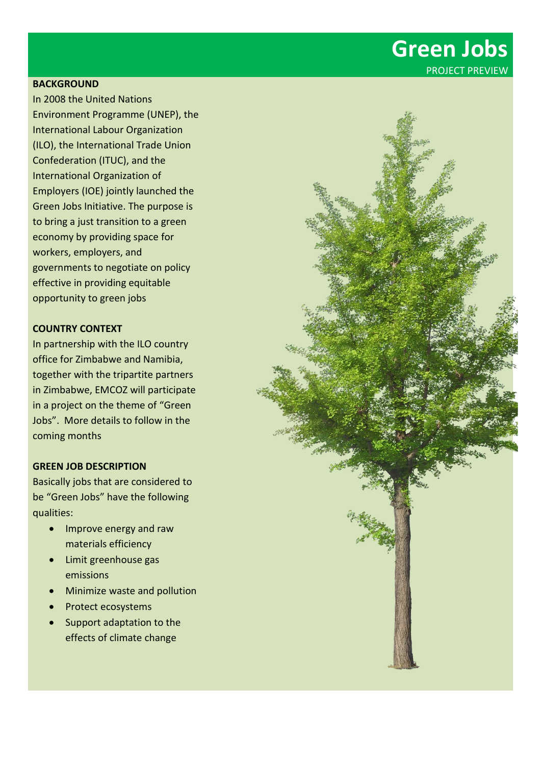# Green Jobs

PROJECT PREVIEW

**BACKGROUND**

In 2008 the United Nations Environment Programme (UNEP), the International Labour Organization (ILO), the International Trade Union Confederation (ITUC), and the International Organization of Employers (IOE) jointly launched the Green Jobs Initiative. The purpose is to bring a just transition to a green economy by providing space for workers, employers, and governments to negotiate on policy effective in providing equitable opportunity to green jobs

**COUNTRY CONTEXT**

In partnership with the ILO country office for Zimbabwe and Namibia, together with the tripartite partners in Zimbabwe, EMCOZ will participate in a project on the theme of "Green Jobs". More details to follow in the coming months

**GREEN JOB DESCRIPTION**

Basically jobs that are considered to be "Green Jobs" have the following qualities:

- Improve energy and raw materials efficiency
- Limit greenhouse gas emissions
- Minimize waste and pollution
- Protect ecosystems
- Support adaptation to the effects of climate change